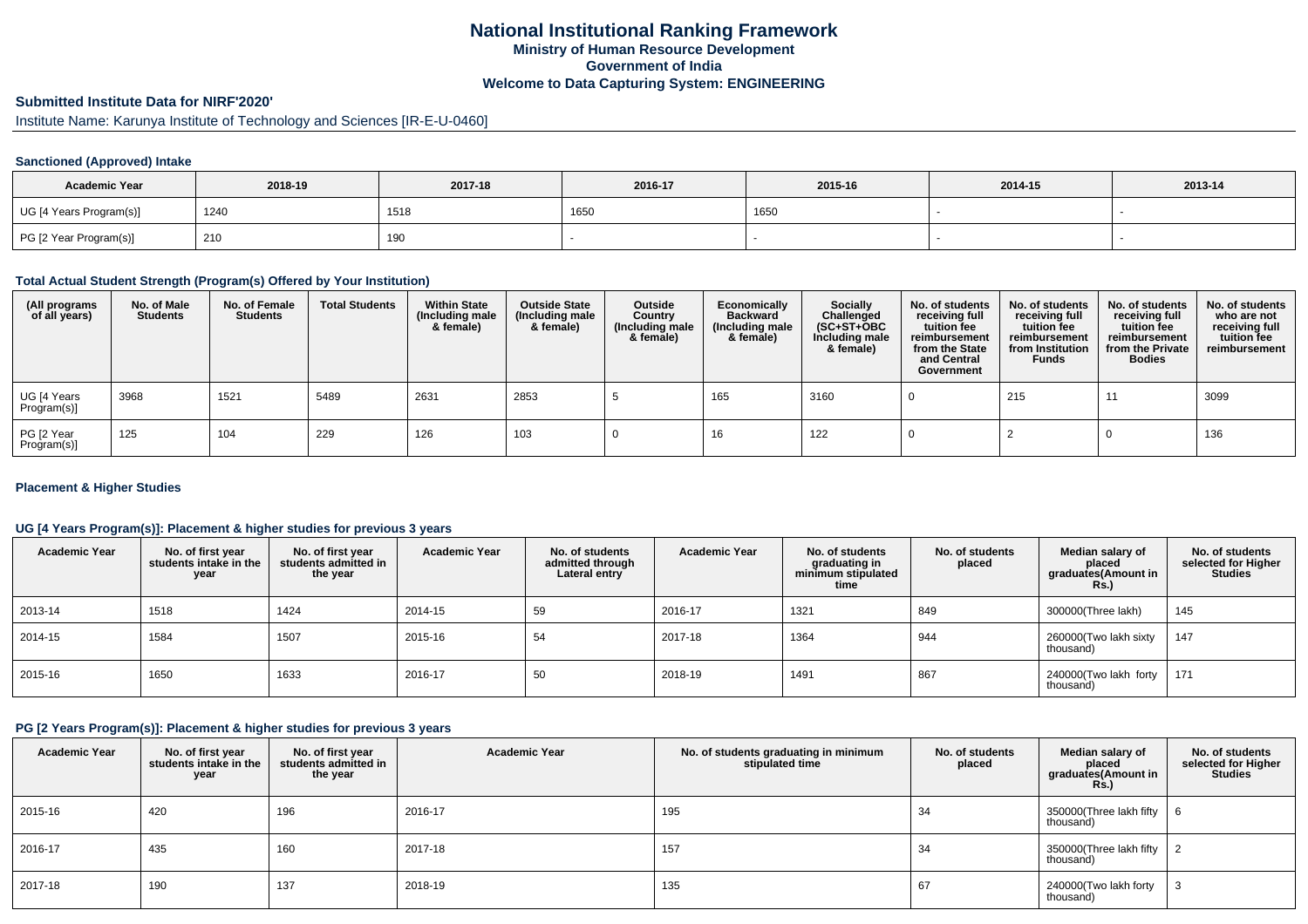# National Institutional Ranking Framework

## Ministry of Human Resource Development

## Government of India

## Welcome to Data Capturing System: ENGINEERING

### Submitted Institute Data for NIRF'2020'

Institute Name: Karunya Institute of Technology and Sciences [IR-E-U-0460]

#### Sanctioned (Approved) Intake

| Academic Year | 2018-19 | 2017-18 | 2016-17 | 2015-16 | 2014-15 | 2013-14 |
|---|---|---|---|---|---|---|
| UG [4 Years Program(s)] | 1240 | 1518 | 1650 | 1650 | - | - |
| PG [2 Year Program(s)] | 210 | 190 | - | - | - | - |

#### Total Actual Student Strength (Program(s) Offered by Your Institution)

| (All programs of all years) | No. of Male Students | No. of Female Students | Total Students | Within State (Including male & female) | Outside State (Including male & female) | Outside Country (Including male & female) | Economically Backward (Including male & female) | Socially Challenged (SC+ST+OBC Including male & female) | No. of students receiving full tuition fee reimbursement from the State and Central Government | No. of students receiving full tuition fee reimbursement from Institution Funds | No. of students receiving full tuition fee reimbursement from the Private Bodies | No. of students who are not receiving full tuition fee reimbursement |
|---|---|---|---|---|---|---|---|---|---|---|---|---|
| UG [4 Years Program(s)] | 3968 | 1521 | 5489 | 2631 | 2853 | 5 | 165 | 3160 | 0 | 215 | 11 | 3099 |
| PG [2 Year Program(s)] | 125 | 104 | 229 | 126 | 103 | 0 | 16 | 122 | 0 | 2 | 0 | 136 |

#### Placement & Higher Studies

#### UG [4 Years Program(s)]: Placement & higher studies for previous 3 years

| Academic Year | No. of first year students intake in the year | No. of first year students admitted in the year | Academic Year | No. of students admitted through Lateral entry | Academic Year | No. of students graduating in minimum stipulated time | No. of students placed | Median salary of placed graduates(Amount in Rs.) | No. of students selected for Higher Studies |
|---|---|---|---|---|---|---|---|---|---|
| 2013-14 | 1518 | 1424 | 2014-15 | 59 | 2016-17 | 1321 | 849 | 300000(Three lakh) | 145 |
| 2014-15 | 1584 | 1507 | 2015-16 | 54 | 2017-18 | 1364 | 944 | 260000(Two lakh sixty thousand) | 147 |
| 2015-16 | 1650 | 1633 | 2016-17 | 50 | 2018-19 | 1491 | 867 | 240000(Two lakh forty thousand) | 171 |

#### PG [2 Years Program(s)]: Placement & higher studies for previous 3 years

| Academic Year | No. of first year students intake in the year | No. of first year students admitted in the year | Academic Year | No. of students graduating in minimum stipulated time | No. of students placed | Median salary of placed graduates(Amount in Rs.) | No. of students selected for Higher Studies |
|---|---|---|---|---|---|---|---|
| 2015-16 | 420 | 196 | 2016-17 | 195 | 34 | 350000(Three lakh fifty thousand) | 6 |
| 2016-17 | 435 | 160 | 2017-18 | 157 | 34 | 350000(Three lakh fifty thousand) | 2 |
| 2017-18 | 190 | 137 | 2018-19 | 135 | 67 | 240000(Two lakh forty thousand) | 3 |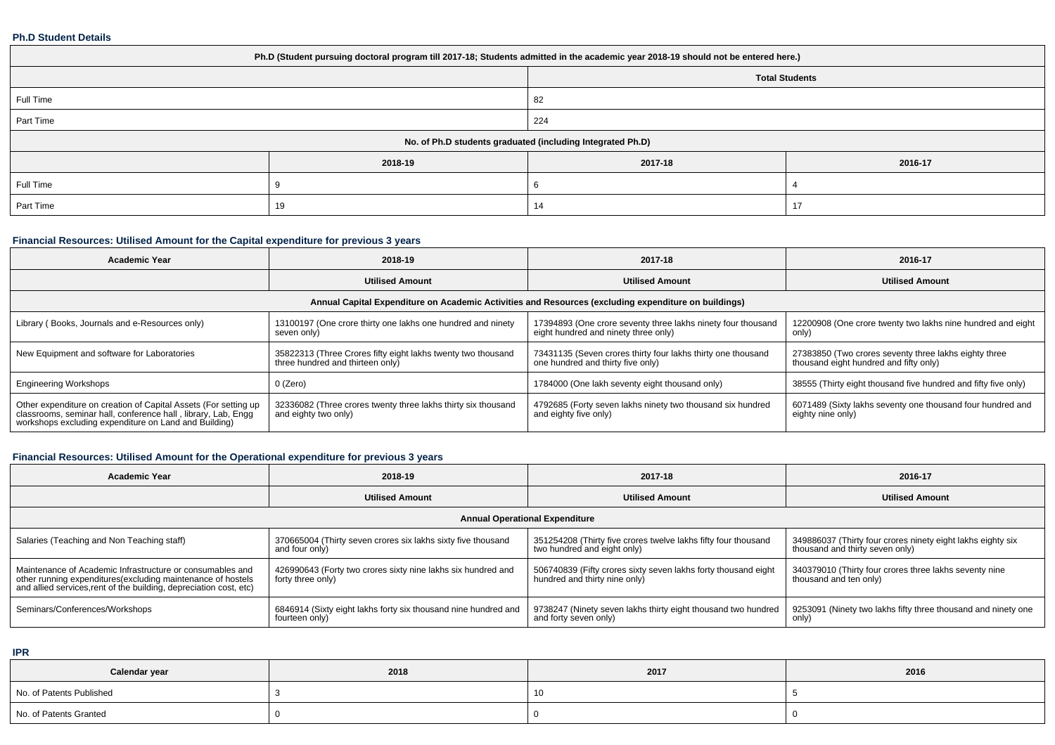### Ph.D Student Details

| Ph.D (Student pursuing doctoral program till 2017-18; Students admitted in the academic year 2018-19 should not be entered here.) | | | |
|---|---|---|---|
| | | Total Students | |
| Full Time | | 82 | |
| Part Time | | 224 | |
| No. of Ph.D students graduated (including Integrated Ph.D) | | | |
| | 2018-19 | 2017-18 | 2016-17 |
| Full Time | 9 | 6 | 4 |
| Part Time | 19 | 14 | 17 |

### Financial Resources: Utilised Amount for the Capital expenditure for previous 3 years

| Academic Year | 2018-19 | 2017-18 | 2016-17 |
|---|---|---|---|
| | Utilised Amount | Utilised Amount | Utilised Amount |
| Annual Capital Expenditure on Academic Activities and Resources (excluding expenditure on buildings) | | | |
| Library ( Books, Journals and e-Resources only) | 13100197 (One crore thirty one lakhs one hundred and ninety seven only) | 17394893 (One crore seventy three lakhs ninety four thousand eight hundred and ninety three only) | 12200908 (One crore twenty two lakhs nine hundred and eight only) |
| New Equipment and software for Laboratories | 35822313 (Three Crores fifty eight lakhs twenty two thousand three hundred and thirteen only) | 73431135 (Seven crores thirty four lakhs thirty one thousand one hundred and thirty five only) | 27383850 (Two crores seventy three lakhs eighty three thousand eight hundred and fifty only) |
| Engineering Workshops | 0 (Zero) | 1784000 (One lakh seventy eight thousand only) | 38555 (Thirty eight thousand five hundred and fifty five only) |
| Other expenditure on creation of Capital Assets (For setting up classrooms, seminar hall, conference hall , library, Lab, Engg workshops excluding expenditure on Land and Building) | 32336082 (Three crores twenty three lakhs thirty six thousand and eighty two only) | 4792685 (Forty seven lakhs ninety two thousand six hundred and eighty five only) | 6071489 (Sixty lakhs seventy one thousand four hundred and eighty nine only) |

### Financial Resources: Utilised Amount for the Operational expenditure for previous 3 years

| Academic Year | 2018-19 | 2017-18 | 2016-17 |
|---|---|---|---|
| | Utilised Amount | Utilised Amount | Utilised Amount |
| Annual Operational Expenditure | | | |
| Salaries (Teaching and Non Teaching staff) | 370665004 (Thirty seven crores six lakhs sixty five thousand and four only) | 351254208 (Thirty five crores twelve lakhs fifty four thousand two hundred and eight only) | 349886037 (Thirty four crores ninety eight lakhs eighty six thousand and thirty seven only) |
| Maintenance of Academic Infrastructure or consumables and other running expenditures(excluding maintenance of hostels and allied services,rent of the building, depreciation cost, etc) | 426990643 (Forty two crores sixty nine lakhs six hundred and forty three only) | 506740839 (Fifty crores sixty seven lakhs forty thousand eight hundred and thirty nine only) | 340379010 (Thirty four crores three lakhs seventy nine thousand and ten only) |
| Seminars/Conferences/Workshops | 6846914 (Sixty eight lakhs forty six thousand nine hundred and fourteen only) | 9738247 (Ninety seven lakhs thirty eight thousand two hundred and forty seven only) | 9253091 (Ninety two lakhs fifty three thousand and ninety one only) |

### IPR

| Calendar year | 2018 | 2017 | 2016 |
|---|---|---|---|
| No. of Patents Published | 3 | 10 | 5 |
| No. of Patents Granted | 0 | 0 | 0 |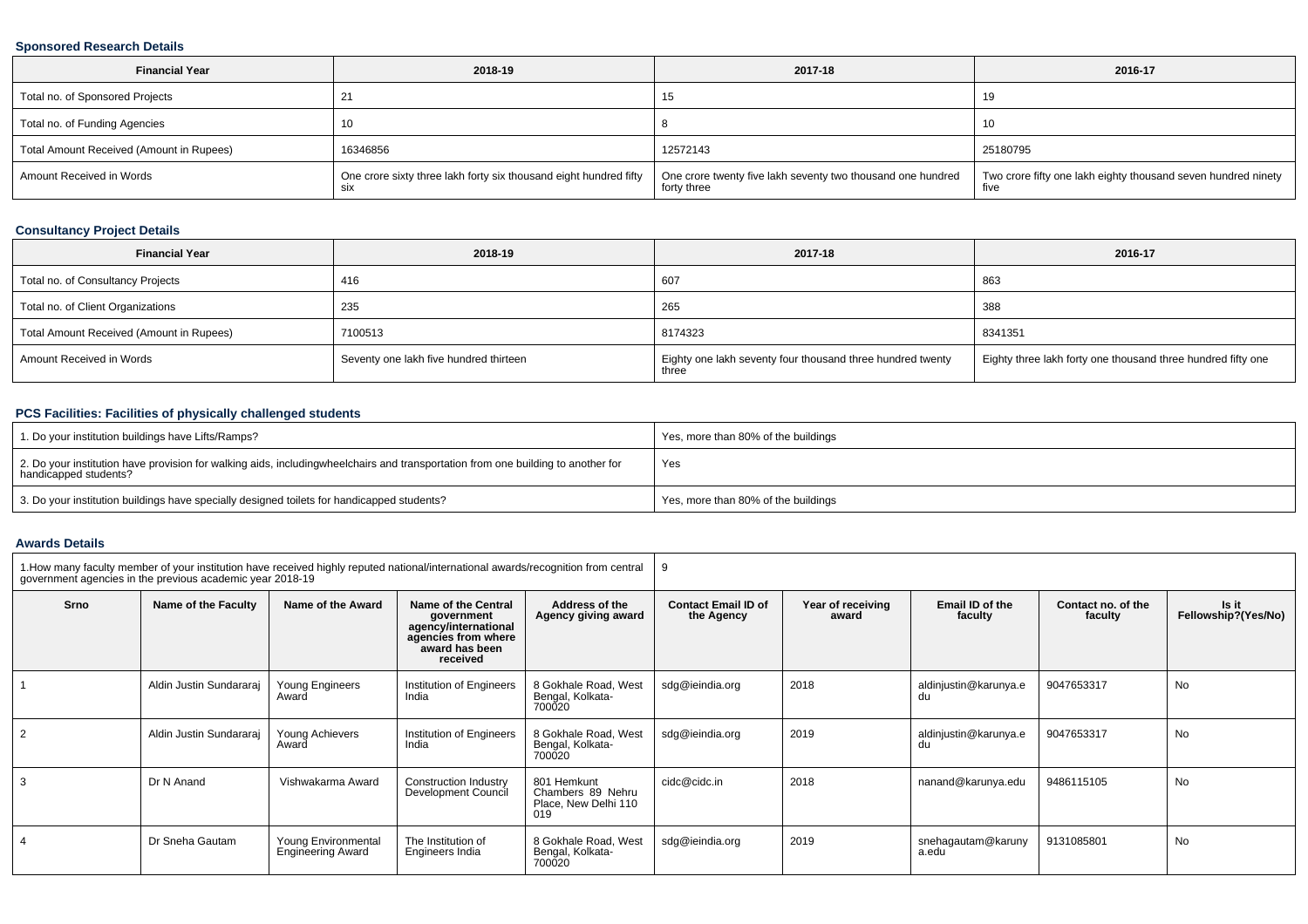### Sponsored Research Details

| Financial Year | 2018-19 | 2017-18 | 2016-17 |
|---|---|---|---|
| Total no. of Sponsored Projects | 21 | 15 | 19 |
| Total no. of Funding Agencies | 10 | 8 | 10 |
| Total Amount Received (Amount in Rupees) | 16346856 | 12572143 | 25180795 |
| Amount Received in Words | One crore sixty three lakh forty six thousand eight hundred fifty six | One crore twenty five lakh seventy two thousand one hundred forty three | Two crore fifty one lakh eighty thousand seven hundred ninety five |

### Consultancy Project Details

| Financial Year | 2018-19 | 2017-18 | 2016-17 |
|---|---|---|---|
| Total no. of Consultancy Projects | 416 | 607 | 863 |
| Total no. of Client Organizations | 235 | 265 | 388 |
| Total Amount Received (Amount in Rupees) | 7100513 | 8174323 | 8341351 |
| Amount Received in Words | Seventy one lakh five hundred thirteen | Eighty one lakh seventy four thousand three hundred twenty three | Eighty three lakh forty one thousand three hundred fifty one |

### PCS Facilities: Facilities of physically challenged students

| | |
|---|---|
| 1. Do your institution buildings have Lifts/Ramps? | Yes, more than 80% of the buildings |
| 2. Do your institution have provision for walking aids, includingwheelchairs and transportation from one building to another for handicapped students? | Yes |
| 3. Do your institution buildings have specially designed toilets for handicapped students? | Yes, more than 80% of the buildings |

### Awards Details

| 1.How many faculty member of your institution have received highly reputed national/international awards/recognition from central government agencies in the previous academic year 2018-19 | | | | | 9 | | | | |
|---|---|---|---|---|---|---|---|---|---|
| Srno | Name of the Faculty | Name of the Award | Name of the Central government agency/international agencies from where award has been received | Address of the Agency giving award | Contact Email ID of the Agency | Year of receiving award | Email ID of the faculty | Contact no. of the faculty | Is it Fellowship?(Yes/No) |
| 1 | Aldin Justin Sundararaj | Young Engineers Award | Institution of Engineers India | 8 Gokhale Road, West Bengal, Kolkata-700020 | sdg@ieindia.org | 2018 | aldinjustin@karunya.edu | 9047653317 | No |
| 2 | Aldin Justin Sundararaj | Young Achievers Award | Institution of Engineers India | 8 Gokhale Road, West Bengal, Kolkata-700020 | sdg@ieindia.org | 2019 | aldinjustin@karunya.edu | 9047653317 | No |
| 3 | Dr N Anand | Vishwakarma Award | Construction Industry Development Council | 801 Hemkunt Chambers 89 Nehru Place, New Delhi 110 019 | cidc@cidc.in | 2018 | nanand@karunya.edu | 9486115105 | No |
| 4 | Dr Sneha Gautam | Young Environmental Engineering Award | The Institution of Engineers India | 8 Gokhale Road, West Bengal, Kolkata-700020 | sdg@ieindia.org | 2019 | snehagautam@karunya.edu | 9131085801 | No |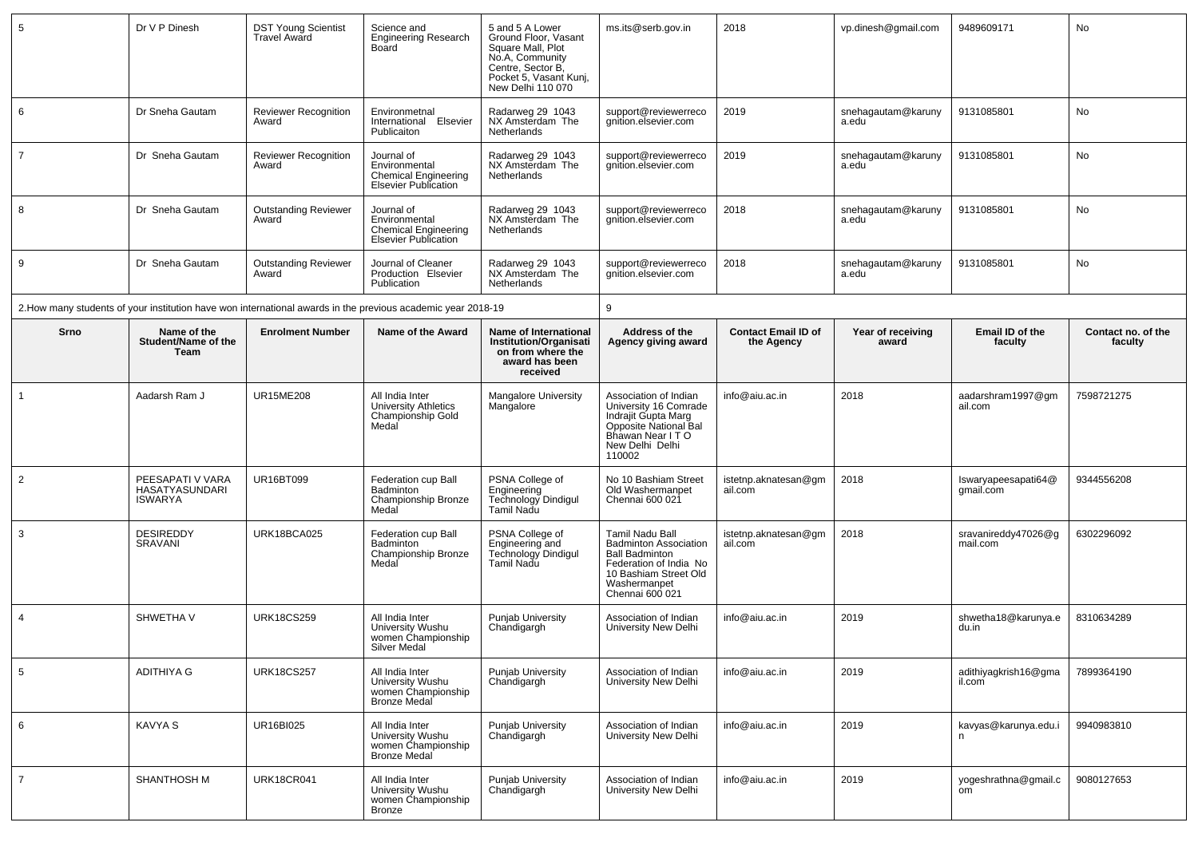| 5 | Dr V P Dinesh | DST Young Scientist Travel Award | Science and Engineering Research Board | 5 and 5 A Lower Ground Floor, Vasant Square Mall, Plot No.A, Community Centre, Sector B, Pocket 5, Vasant Kunj, New Delhi 110 070 | ms.its@serb.gov.in | 2018 | vp.dinesh@gmail.com | 9489609171 | No |
|---|---|---|---|---|---|---|---|---|---|
| 6 | Dr Sneha Gautam | Reviewer Recognition Award | Environmetnal International Elsevier Publicaiton | Radarweg 29 1043 NX Amsterdam The Netherlands | support@reviewerrecognition.elsevier.com | 2019 | snehagautam@karunya.edu | 9131085801 | No |
| 7 | Dr Sneha Gautam | Reviewer Recognition Award | Journal of Environmental Chemical Engineering Elsevier Publication | Radarweg 29 1043 NX Amsterdam The Netherlands | support@reviewerrecognition.elsevier.com | 2019 | snehagautam@karunya.edu | 9131085801 | No |
| 8 | Dr Sneha Gautam | Outstanding Reviewer Award | Journal of Environmental Chemical Engineering Elsevier Publication | Radarweg 29 1043 NX Amsterdam The Netherlands | support@reviewerrecognition.elsevier.com | 2018 | snehagautam@karunya.edu | 9131085801 | No |
| 9 | Dr Sneha Gautam | Outstanding Reviewer Award | Journal of Cleaner Production Elsevier Publication | Radarweg 29 1043 NX Amsterdam The Netherlands | support@reviewerrecognition.elsevier.com | 2018 | snehagautam@karunya.edu | 9131085801 | No |

2.How many students of your institution have won international awards in the previous academic year 2018-19: 9

| Srno | Name of the Student/Name of the Team | Enrolment Number | Name of the Award | Name of International Institution/Organisation from where the award has been received | Address of the Agency giving award | Contact Email ID of the Agency | Year of receiving award | Email ID of the faculty | Contact no. of the faculty |
|---|---|---|---|---|---|---|---|---|---|
| 1 | Aadarsh Ram J | UR15ME208 | All India Inter University Athletics Championship Gold Medal | Mangalore University Mangalore | Association of Indian University 16 Comrade Indrajit Gupta Marg Opposite National Bal Bhawan Near I T O New Delhi Delhi 110002 | info@aiu.ac.in | 2018 | aadarshram1997@gmail.com | 7598721275 |
| 2 | PEESAPATI V VARA HASATYASUNDARI ISWARYA | UR16BT099 | Federation cup Ball Badminton Championship Bronze Medal | PSNA College of Engineering Technology Dindigul Tamil Nadu | No 10 Bashiam Street Old Washermanpet Chennai 600 021 | istetnp.aknatesan@gmail.com | 2018 | Iswaryapeesapati64@gmail.com | 9344556208 |
| 3 | DESIREDDY SRAVANI | URK18BCA025 | Federation cup Ball Badminton Championship Bronze Medal | PSNA College of Engineering and Technology Dindigul Tamil Nadu | Tamil Nadu Ball Badminton Association Ball Badminton Federation of India No 10 Bashiam Street Old Washermanpet Chennai 600 021 | istetnp.aknatesan@gmail.com | 2018 | sravanireddy47026@gmail.com | 6302296092 |
| 4 | SHWETHA V | URK18CS259 | All India Inter University Wushu women Championship Silver Medal | Punjab University Chandigargh | Association of Indian University New Delhi | info@aiu.ac.in | 2019 | shwetha18@karunya.edu.in | 8310634289 |
| 5 | ADITHIYA G | URK18CS257 | All India Inter University Wushu women Championship Bronze Medal | Punjab University Chandigargh | Association of Indian University New Delhi | info@aiu.ac.in | 2019 | adithiyagkrish16@gmail.com | 7899364190 |
| 6 | KAVYA S | UR16BI025 | All India Inter University Wushu women Championship Bronze Medal | Punjab University Chandigargh | Association of Indian University New Delhi | info@aiu.ac.in | 2019 | kavyas@karunya.edu.in | 9940983810 |
| 7 | SHANTHOSH M | URK18CR041 | All India Inter University Wushu women Championship Bronze | Punjab University Chandigargh | Association of Indian University New Delhi | info@aiu.ac.in | 2019 | yogeshrathna@gmail.com | 9080127653 |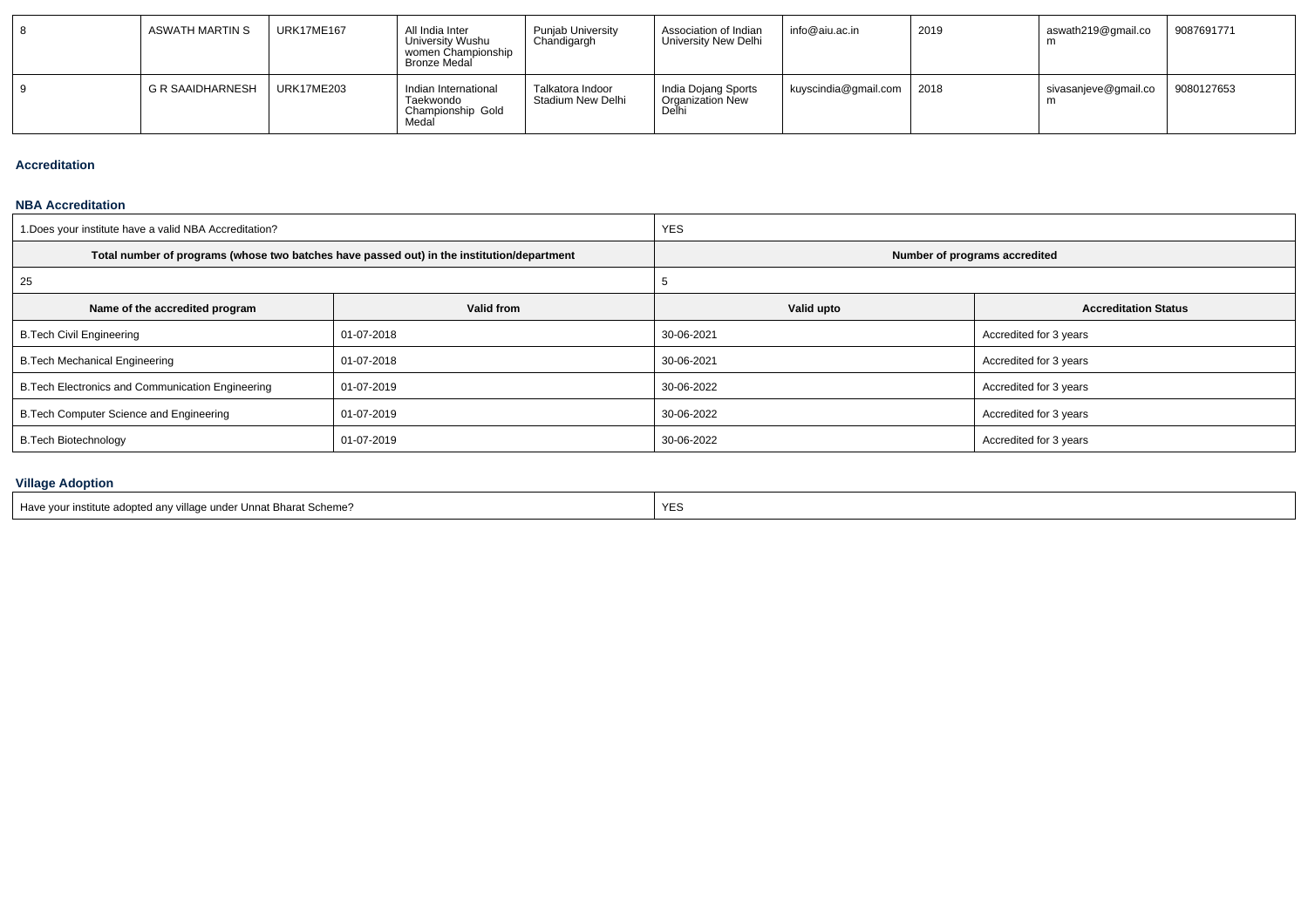| | | | | | | | | | |
|---|---|---|---|---|---|---|---|---|---|
| 8 | ASWATH MARTIN S | URK17ME167 | All India Inter University Wushu women Championship Bronze Medal | Punjab University Chandigargh | Association of Indian University New Delhi | info@aiu.ac.in | 2019 | aswath219@gmail.com | 9087691771 |
| 9 | G R SAAIDHARNESH | URK17ME203 | Indian International Taekwondo Championship Gold Medal | Talkatora Indoor Stadium New Delhi | India Dojang Sports Organization New Delhi | kuyscindia@gmail.com | 2018 | sivasanjeve@gmail.com | 9080127653 |

### Accreditation

#### NBA Accreditation

| | | | |
|---|---|---|---|
| 1.Does your institute have a valid NBA Accreditation? | | YES | |
| **Total number of programs (whose two batches have passed out) in the institution/department** | | **Number of programs accredited** | |
| 25 | | 5 | |
| **Name of the accredited program** | **Valid from** | **Valid upto** | **Accreditation Status** |
| B.Tech Civil Engineering | 01-07-2018 | 30-06-2021 | Accredited for 3 years |
| B.Tech Mechanical Engineering | 01-07-2018 | 30-06-2021 | Accredited for 3 years |
| B.Tech Electronics and Communication Engineering | 01-07-2019 | 30-06-2022 | Accredited for 3 years |
| B.Tech Computer Science and Engineering | 01-07-2019 | 30-06-2022 | Accredited for 3 years |
| B.Tech Biotechnology | 01-07-2019 | 30-06-2022 | Accredited for 3 years |

#### Village Adoption

| | |
|---|---|
| Have your institute adopted any village under Unnat Bharat Scheme? | YES |